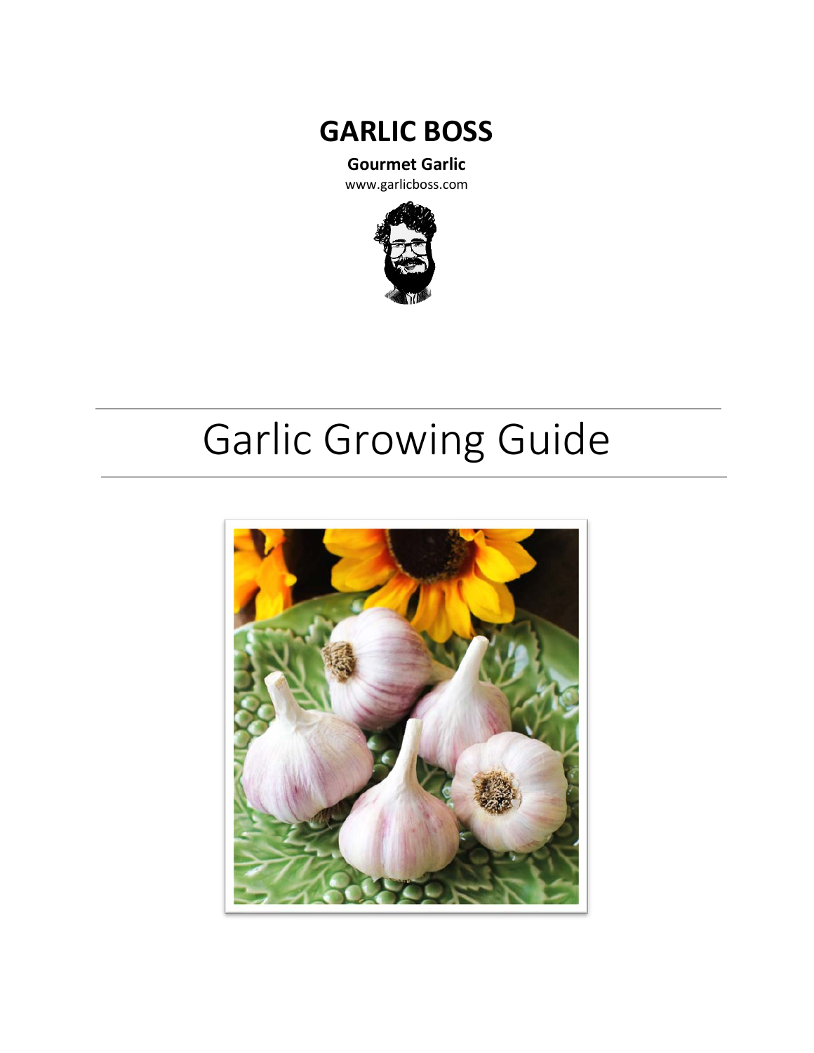# GARLIC BOSS

**Gourmet Garlic**

www.garlicboss.com

---

# Garlic Growing Guide

---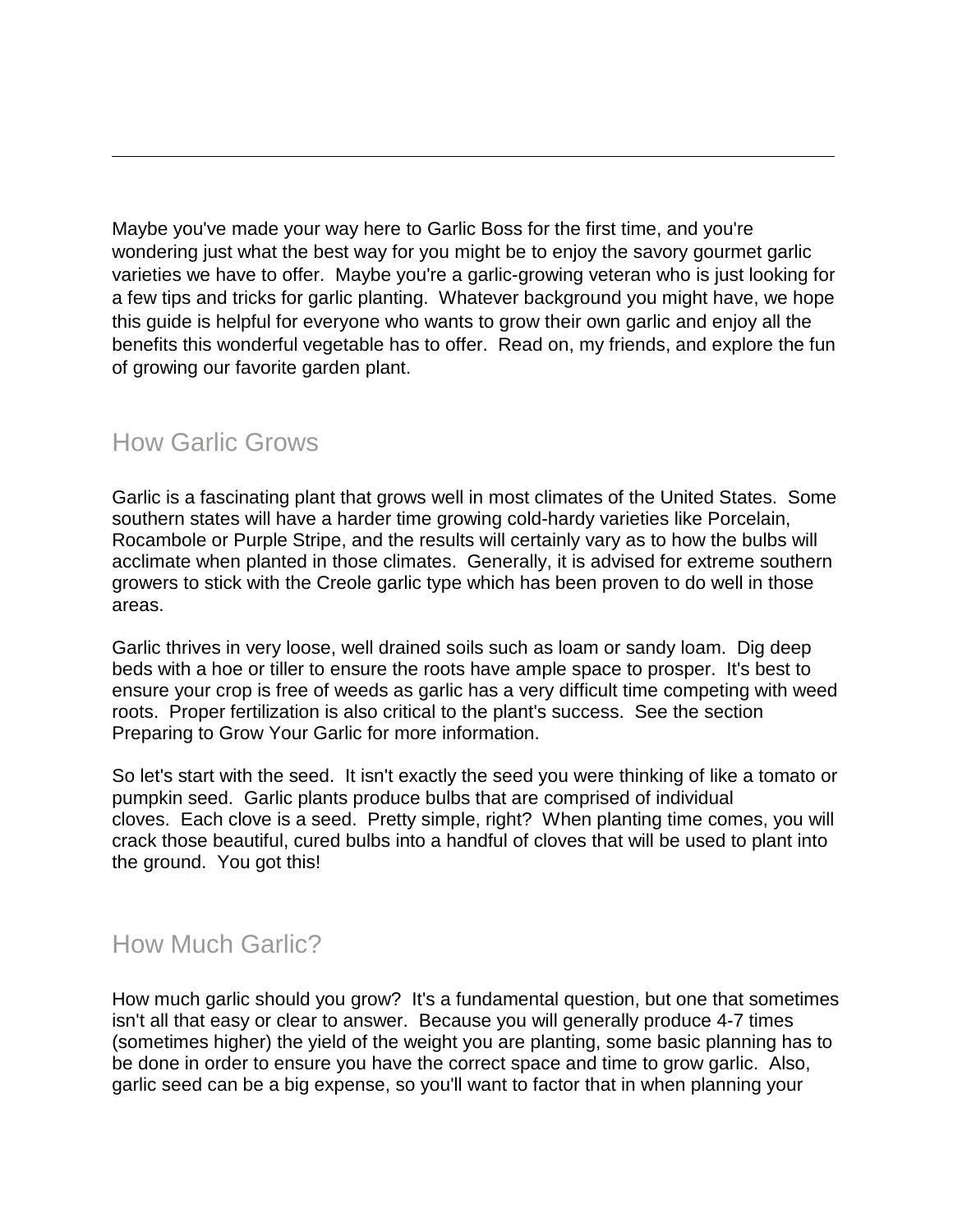---

Maybe you've made your way here to Garlic Boss for the first time, and you're wondering just what the best way for you might be to enjoy the savory gourmet garlic varieties we have to offer. Maybe you're a garlic-growing veteran who is just looking for a few tips and tricks for garlic planting. Whatever background you might have, we hope this guide is helpful for everyone who wants to grow their own garlic and enjoy all the benefits this wonderful vegetable has to offer. Read on, my friends, and explore the fun of growing our favorite garden plant.

## How Garlic Grows

Garlic is a fascinating plant that grows well in most climates of the United States. Some southern states will have a harder time growing cold-hardy varieties like Porcelain, Rocambole or Purple Stripe, and the results will certainly vary as to how the bulbs will acclimate when planted in those climates. Generally, it is advised for extreme southern growers to stick with the Creole garlic type which has been proven to do well in those areas.

Garlic thrives in very loose, well drained soils such as loam or sandy loam. Dig deep beds with a hoe or tiller to ensure the roots have ample space to prosper. It's best to ensure your crop is free of weeds as garlic has a very difficult time competing with weed roots. Proper fertilization is also critical to the plant's success. See the section Preparing to Grow Your Garlic for more information.

So let's start with the seed. It isn't exactly the seed you were thinking of like a tomato or pumpkin seed. Garlic plants produce bulbs that are comprised of individual cloves. Each clove is a seed. Pretty simple, right? When planting time comes, you will crack those beautiful, cured bulbs into a handful of cloves that will be used to plant into the ground. You got this!

## How Much Garlic?

How much garlic should you grow? It's a fundamental question, but one that sometimes isn't all that easy or clear to answer. Because you will generally produce 4-7 times (sometimes higher) the yield of the weight you are planting, some basic planning has to be done in order to ensure you have the correct space and time to grow garlic. Also, garlic seed can be a big expense, so you'll want to factor that in when planning your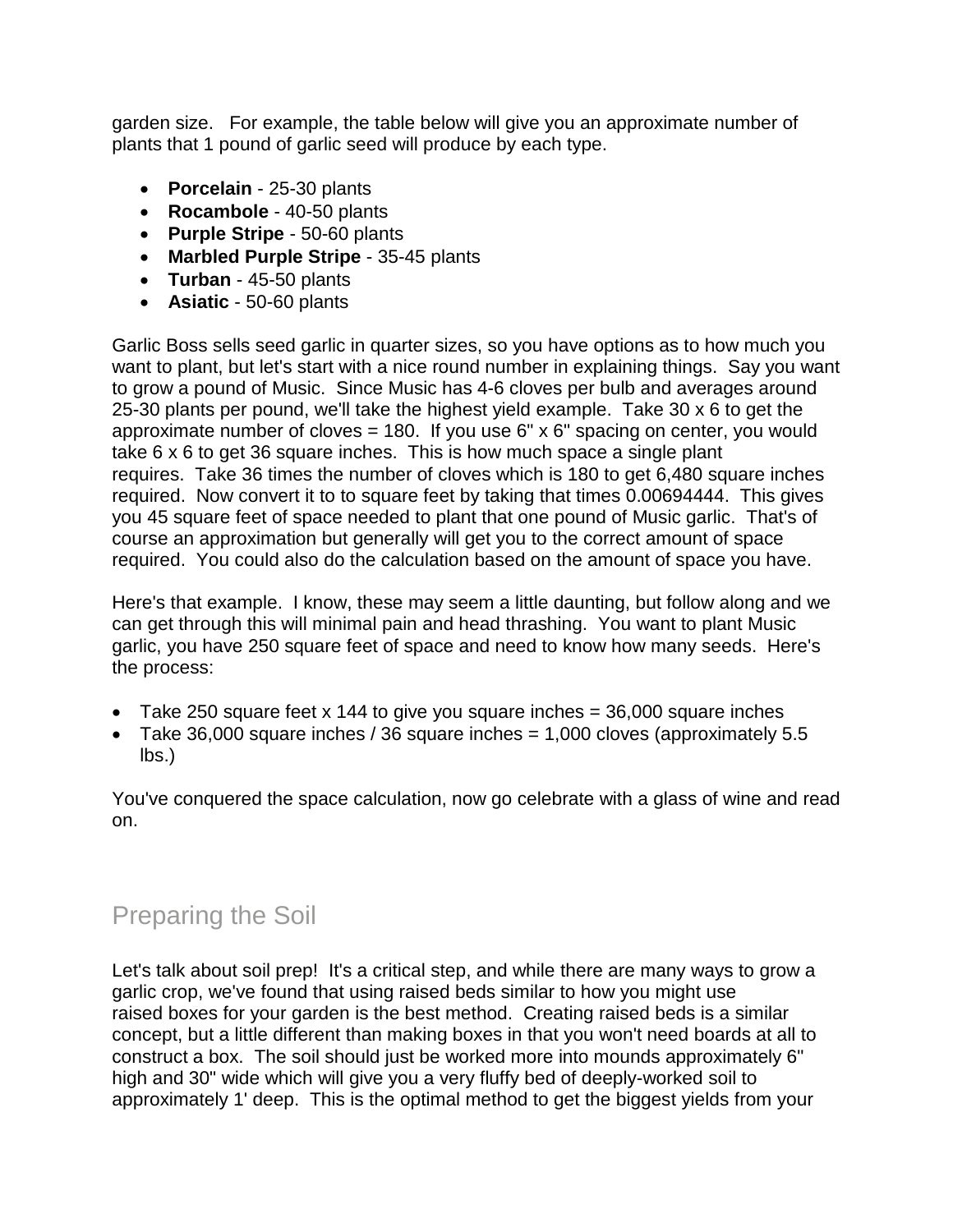garden size.   For example, the table below will give you an approximate number of plants that 1 pound of garlic seed will produce by each type.

- **Porcelain** - 25-30 plants
- **Rocambole** - 40-50 plants
- **Purple Stripe** - 50-60 plants
- **Marbled Purple Stripe** - 35-45 plants
- **Turban** - 45-50 plants
- **Asiatic** - 50-60 plants

Garlic Boss sells seed garlic in quarter sizes, so you have options as to how much you want to plant, but let's start with a nice round number in explaining things.  Say you want to grow a pound of Music.  Since Music has 4-6 cloves per bulb and averages around 25-30 plants per pound, we'll take the highest yield example.  Take 30 x 6 to get the approximate number of cloves = 180.  If you use 6" x 6" spacing on center, you would take 6 x 6 to get 36 square inches.  This is how much space a single plant requires.  Take 36 times the number of cloves which is 180 to get 6,480 square inches required.  Now convert it to to square feet by taking that times 0.00694444.  This gives you 45 square feet of space needed to plant that one pound of Music garlic.  That's of course an approximation but generally will get you to the correct amount of space required.  You could also do the calculation based on the amount of space you have.

Here's that example.  I know, these may seem a little daunting, but follow along and we can get through this will minimal pain and head thrashing.  You want to plant Music garlic, you have 250 square feet of space and need to know how many seeds.  Here's the process:

- Take 250 square feet x 144 to give you square inches = 36,000 square inches
- Take 36,000 square inches / 36 square inches = 1,000 cloves (approximately 5.5 lbs.)

You've conquered the space calculation, now go celebrate with a glass of wine and read on.

## Preparing the Soil

Let's talk about soil prep!  It's a critical step, and while there are many ways to grow a garlic crop, we've found that using raised beds similar to how you might use raised boxes for your garden is the best method.  Creating raised beds is a similar concept, but a little different than making boxes in that you won't need boards at all to construct a box.  The soil should just be worked more into mounds approximately 6" high and 30" wide which will give you a very fluffy bed of deeply-worked soil to approximately 1' deep.  This is the optimal method to get the biggest yields from your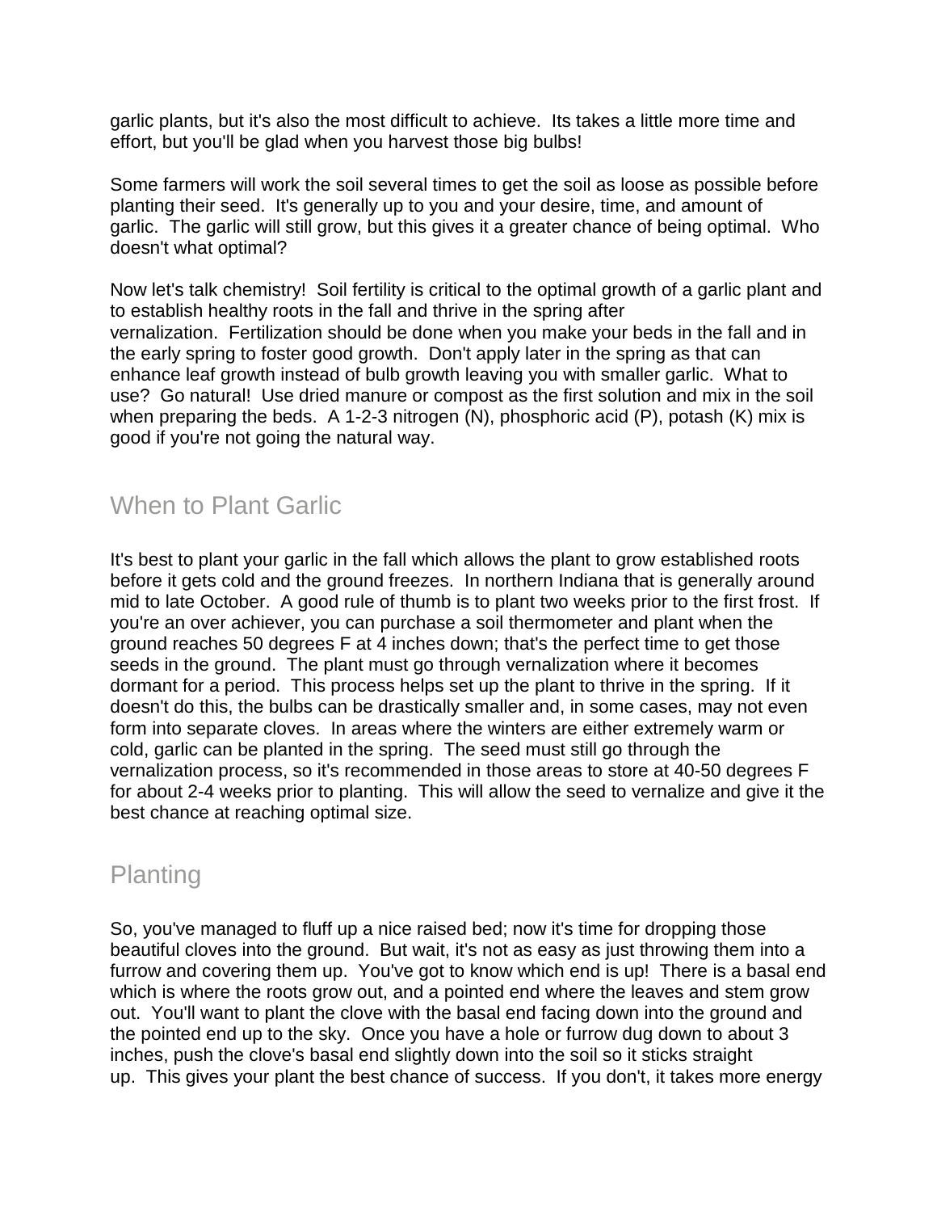garlic plants, but it's also the most difficult to achieve. Its takes a little more time and effort, but you'll be glad when you harvest those big bulbs!

Some farmers will work the soil several times to get the soil as loose as possible before planting their seed. It's generally up to you and your desire, time, and amount of garlic. The garlic will still grow, but this gives it a greater chance of being optimal. Who doesn't what optimal?

Now let's talk chemistry! Soil fertility is critical to the optimal growth of a garlic plant and to establish healthy roots in the fall and thrive in the spring after vernalization. Fertilization should be done when you make your beds in the fall and in the early spring to foster good growth. Don't apply later in the spring as that can enhance leaf growth instead of bulb growth leaving you with smaller garlic. What to use? Go natural! Use dried manure or compost as the first solution and mix in the soil when preparing the beds. A 1-2-3 nitrogen (N), phosphoric acid (P), potash (K) mix is good if you're not going the natural way.

## When to Plant Garlic

It's best to plant your garlic in the fall which allows the plant to grow established roots before it gets cold and the ground freezes. In northern Indiana that is generally around mid to late October. A good rule of thumb is to plant two weeks prior to the first frost. If you're an over achiever, you can purchase a soil thermometer and plant when the ground reaches 50 degrees F at 4 inches down; that's the perfect time to get those seeds in the ground. The plant must go through vernalization where it becomes dormant for a period. This process helps set up the plant to thrive in the spring. If it doesn't do this, the bulbs can be drastically smaller and, in some cases, may not even form into separate cloves. In areas where the winters are either extremely warm or cold, garlic can be planted in the spring. The seed must still go through the vernalization process, so it's recommended in those areas to store at 40-50 degrees F for about 2-4 weeks prior to planting. This will allow the seed to vernalize and give it the best chance at reaching optimal size.

## Planting

So, you've managed to fluff up a nice raised bed; now it's time for dropping those beautiful cloves into the ground. But wait, it's not as easy as just throwing them into a furrow and covering them up. You've got to know which end is up! There is a basal end which is where the roots grow out, and a pointed end where the leaves and stem grow out. You'll want to plant the clove with the basal end facing down into the ground and the pointed end up to the sky. Once you have a hole or furrow dug down to about 3 inches, push the clove's basal end slightly down into the soil so it sticks straight up. This gives your plant the best chance of success. If you don't, it takes more energy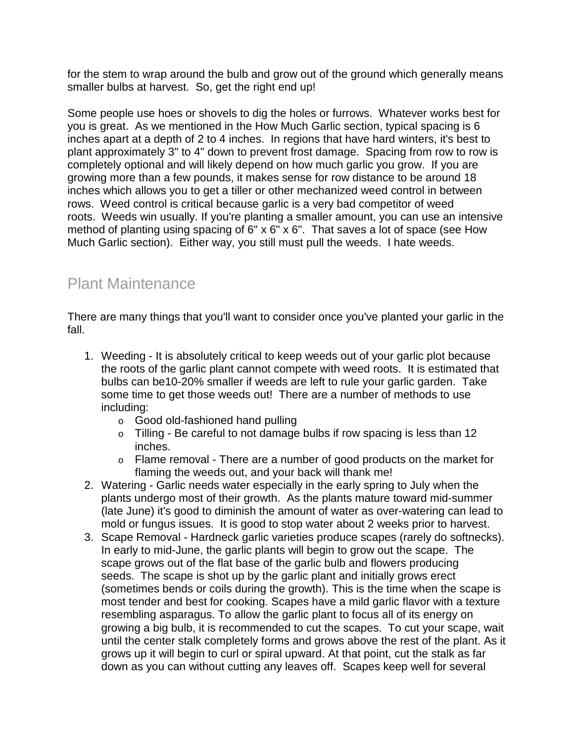for the stem to wrap around the bulb and grow out of the ground which generally means smaller bulbs at harvest. So, get the right end up!

Some people use hoes or shovels to dig the holes or furrows. Whatever works best for you is great. As we mentioned in the How Much Garlic section, typical spacing is 6 inches apart at a depth of 2 to 4 inches. In regions that have hard winters, it's best to plant approximately 3" to 4" down to prevent frost damage. Spacing from row to row is completely optional and will likely depend on how much garlic you grow. If you are growing more than a few pounds, it makes sense for row distance to be around 18 inches which allows you to get a tiller or other mechanized weed control in between rows. Weed control is critical because garlic is a very bad competitor of weed roots. Weeds win usually. If you're planting a smaller amount, you can use an intensive method of planting using spacing of 6" x 6" x 6". That saves a lot of space (see How Much Garlic section). Either way, you still must pull the weeds. I hate weeds.

## Plant Maintenance

There are many things that you'll want to consider once you've planted your garlic in the fall.

1. Weeding - It is absolutely critical to keep weeds out of your garlic plot because the roots of the garlic plant cannot compete with weed roots. It is estimated that bulbs can be10-20% smaller if weeds are left to rule your garlic garden. Take some time to get those weeds out! There are a number of methods to use including:
    - Good old-fashioned hand pulling
    - Tilling - Be careful to not damage bulbs if row spacing is less than 12 inches.
    - Flame removal - There are a number of good products on the market for flaming the weeds out, and your back will thank me!
2. Watering - Garlic needs water especially in the early spring to July when the plants undergo most of their growth. As the plants mature toward mid-summer (late June) it's good to diminish the amount of water as over-watering can lead to mold or fungus issues. It is good to stop water about 2 weeks prior to harvest.
3. Scape Removal - Hardneck garlic varieties produce scapes (rarely do softnecks). In early to mid-June, the garlic plants will begin to grow out the scape. The scape grows out of the flat base of the garlic bulb and flowers producing seeds. The scape is shot up by the garlic plant and initially grows erect (sometimes bends or coils during the growth). This is the time when the scape is most tender and best for cooking. Scapes have a mild garlic flavor with a texture resembling asparagus. To allow the garlic plant to focus all of its energy on growing a big bulb, it is recommended to cut the scapes. To cut your scape, wait until the center stalk completely forms and grows above the rest of the plant. As it grows up it will begin to curl or spiral upward. At that point, cut the stalk as far down as you can without cutting any leaves off. Scapes keep well for several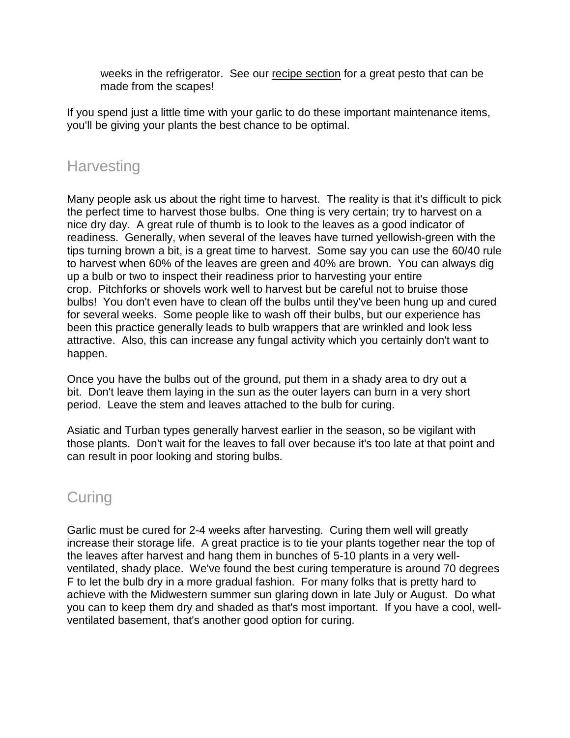weeks in the refrigerator. See our recipe section for a great pesto that can be made from the scapes!

If you spend just a little time with your garlic to do these important maintenance items, you'll be giving your plants the best chance to be optimal.

## Harvesting

Many people ask us about the right time to harvest. The reality is that it's difficult to pick the perfect time to harvest those bulbs. One thing is very certain; try to harvest on a nice dry day. A great rule of thumb is to look to the leaves as a good indicator of readiness. Generally, when several of the leaves have turned yellowish-green with the tips turning brown a bit, is a great time to harvest. Some say you can use the 60/40 rule to harvest when 60% of the leaves are green and 40% are brown. You can always dig up a bulb or two to inspect their readiness prior to harvesting your entire crop. Pitchforks or shovels work well to harvest but be careful not to bruise those bulbs! You don't even have to clean off the bulbs until they've been hung up and cured for several weeks. Some people like to wash off their bulbs, but our experience has been this practice generally leads to bulb wrappers that are wrinkled and look less attractive. Also, this can increase any fungal activity which you certainly don't want to happen.

Once you have the bulbs out of the ground, put them in a shady area to dry out a bit. Don't leave them laying in the sun as the outer layers can burn in a very short period. Leave the stem and leaves attached to the bulb for curing.

Asiatic and Turban types generally harvest earlier in the season, so be vigilant with those plants. Don't wait for the leaves to fall over because it's too late at that point and can result in poor looking and storing bulbs.

## Curing

Garlic must be cured for 2-4 weeks after harvesting. Curing them well will greatly increase their storage life. A great practice is to tie your plants together near the top of the leaves after harvest and hang them in bunches of 5-10 plants in a very well-ventilated, shady place. We've found the best curing temperature is around 70 degrees F to let the bulb dry in a more gradual fashion. For many folks that is pretty hard to achieve with the Midwestern summer sun glaring down in late July or August. Do what you can to keep them dry and shaded as that's most important. If you have a cool, well-ventilated basement, that's another good option for curing.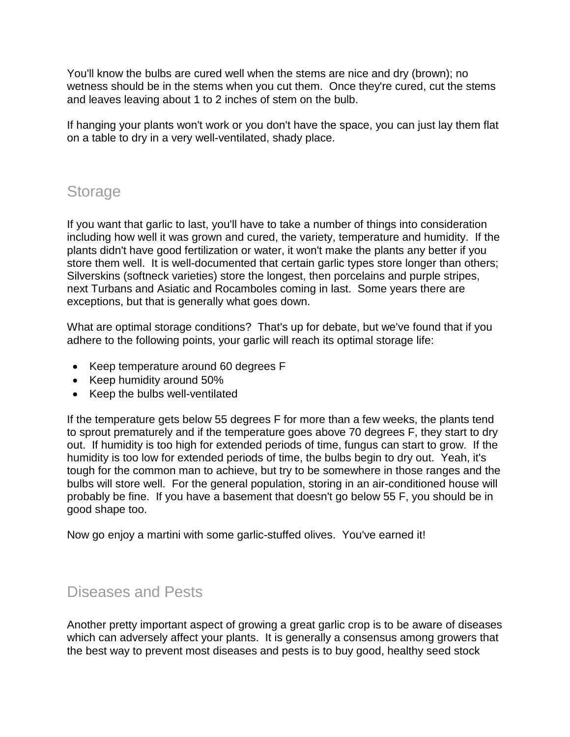You'll know the bulbs are cured well when the stems are nice and dry (brown); no wetness should be in the stems when you cut them. Once they're cured, cut the stems and leaves leaving about 1 to 2 inches of stem on the bulb.

If hanging your plants won't work or you don't have the space, you can just lay them flat on a table to dry in a very well-ventilated, shady place.

## Storage

If you want that garlic to last, you'll have to take a number of things into consideration including how well it was grown and cured, the variety, temperature and humidity. If the plants didn't have good fertilization or water, it won't make the plants any better if you store them well. It is well-documented that certain garlic types store longer than others; Silverskins (softneck varieties) store the longest, then porcelains and purple stripes, next Turbans and Asiatic and Rocamboles coming in last. Some years there are exceptions, but that is generally what goes down.

What are optimal storage conditions? That's up for debate, but we've found that if you adhere to the following points, your garlic will reach its optimal storage life:

- Keep temperature around 60 degrees F
- Keep humidity around 50%
- Keep the bulbs well-ventilated

If the temperature gets below 55 degrees F for more than a few weeks, the plants tend to sprout prematurely and if the temperature goes above 70 degrees F, they start to dry out. If humidity is too high for extended periods of time, fungus can start to grow. If the humidity is too low for extended periods of time, the bulbs begin to dry out. Yeah, it's tough for the common man to achieve, but try to be somewhere in those ranges and the bulbs will store well. For the general population, storing in an air-conditioned house will probably be fine. If you have a basement that doesn't go below 55 F, you should be in good shape too.

Now go enjoy a martini with some garlic-stuffed olives. You've earned it!

## Diseases and Pests

Another pretty important aspect of growing a great garlic crop is to be aware of diseases which can adversely affect your plants. It is generally a consensus among growers that the best way to prevent most diseases and pests is to buy good, healthy seed stock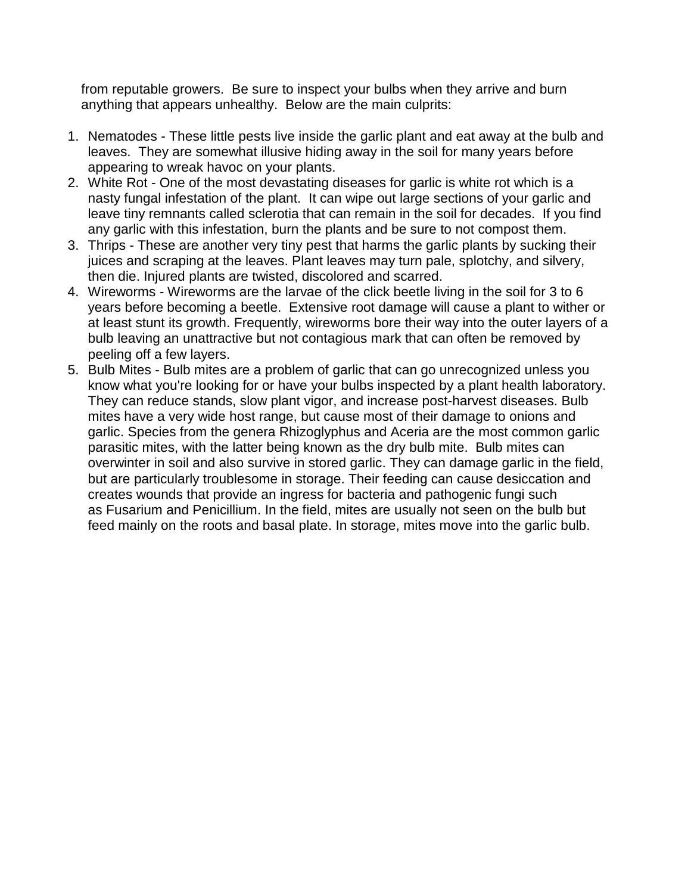from reputable growers.  Be sure to inspect your bulbs when they arrive and burn anything that appears unhealthy.  Below are the main culprits:

1. Nematodes - These little pests live inside the garlic plant and eat away at the bulb and leaves.  They are somewhat illusive hiding away in the soil for many years before appearing to wreak havoc on your plants.
2. White Rot - One of the most devastating diseases for garlic is white rot which is a nasty fungal infestation of the plant.  It can wipe out large sections of your garlic and leave tiny remnants called sclerotia that can remain in the soil for decades.  If you find any garlic with this infestation, burn the plants and be sure to not compost them.
3. Thrips - These are another very tiny pest that harms the garlic plants by sucking their juices and scraping at the leaves. Plant leaves may turn pale, splotchy, and silvery, then die. Injured plants are twisted, discolored and scarred.
4. Wireworms - Wireworms are the larvae of the click beetle living in the soil for 3 to 6 years before becoming a beetle.  Extensive root damage will cause a plant to wither or at least stunt its growth. Frequently, wireworms bore their way into the outer layers of a bulb leaving an unattractive but not contagious mark that can often be removed by peeling off a few layers.
5. Bulb Mites - Bulb mites are a problem of garlic that can go unrecognized unless you know what you're looking for or have your bulbs inspected by a plant health laboratory. They can reduce stands, slow plant vigor, and increase post-harvest diseases. Bulb mites have a very wide host range, but cause most of their damage to onions and garlic. Species from the genera Rhizoglyphus and Aceria are the most common garlic parasitic mites, with the latter being known as the dry bulb mite.  Bulb mites can overwinter in soil and also survive in stored garlic. They can damage garlic in the field, but are particularly troublesome in storage. Their feeding can cause desiccation and creates wounds that provide an ingress for bacteria and pathogenic fungi such as Fusarium and Penicillium. In the field, mites are usually not seen on the bulb but feed mainly on the roots and basal plate. In storage, mites move into the garlic bulb.